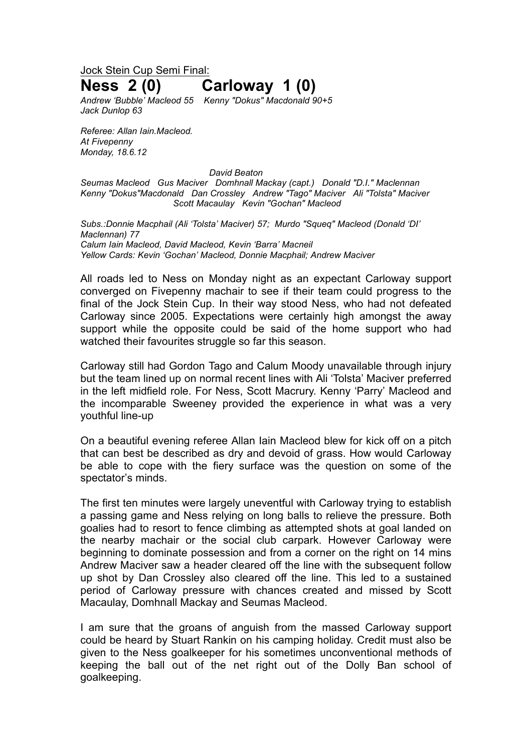Jock Stein Cup Semi Final:

# Ness 2 (0) Carloway 1 (0)

*Andrew 'Bubble' Macleod 55 Kenny "Dokus" Macdonald 90+5*
*Jack Dunlop 63*

*Referee: Allan Iain.Macleod.*
*At Fivepenny*
*Monday, 18.6.12*

*David Beaton*
*Seumas Macleod Gus Maciver Domhnall Mackay (capt.) Donald "D.I." Maclennan*
*Kenny "Dokus"Macdonald Dan Crossley Andrew "Tago" Maciver Ali "Tolsta" Maciver*
*Scott Macaulay Kevin "Gochan" Macleod*

*Subs.:Donnie Macphail (Ali 'Tolsta' Maciver) 57; Murdo "Squeq" Macleod (Donald 'DI' Maclennan) 77*
*Calum Iain Macleod, David Macleod, Kevin 'Barra' Macneil*
*Yellow Cards: Kevin 'Gochan' Macleod, Donnie Macphail; Andrew Maciver*

All roads led to Ness on Monday night as an expectant Carloway support converged on Fivepenny machair to see if their team could progress to the final of the Jock Stein Cup. In their way stood Ness, who had not defeated Carloway since 2005. Expectations were certainly high amongst the away support while the opposite could be said of the home support who had watched their favourites struggle so far this season.

Carloway still had Gordon Tago and Calum Moody unavailable through injury but the team lined up on normal recent lines with Ali 'Tolsta' Maciver preferred in the left midfield role. For Ness, Scott Macrury. Kenny 'Parry' Macleod and the incomparable Sweeney provided the experience in what was a very youthful line-up

On a beautiful evening referee Allan Iain Macleod blew for kick off on a pitch that can best be described as dry and devoid of grass. How would Carloway be able to cope with the fiery surface was the question on some of the spectator's minds.

The first ten minutes were largely uneventful with Carloway trying to establish a passing game and Ness relying on long balls to relieve the pressure. Both goalies had to resort to fence climbing as attempted shots at goal landed on the nearby machair or the social club carpark. However Carloway were beginning to dominate possession and from a corner on the right on 14 mins Andrew Maciver saw a header cleared off the line with the subsequent follow up shot by Dan Crossley also cleared off the line. This led to a sustained period of Carloway pressure with chances created and missed by Scott Macaulay, Domhnall Mackay and Seumas Macleod.

I am sure that the groans of anguish from the massed Carloway support could be heard by Stuart Rankin on his camping holiday. Credit must also be given to the Ness goalkeeper for his sometimes unconventional methods of keeping the ball out of the net right out of the Dolly Ban school of goalkeeping.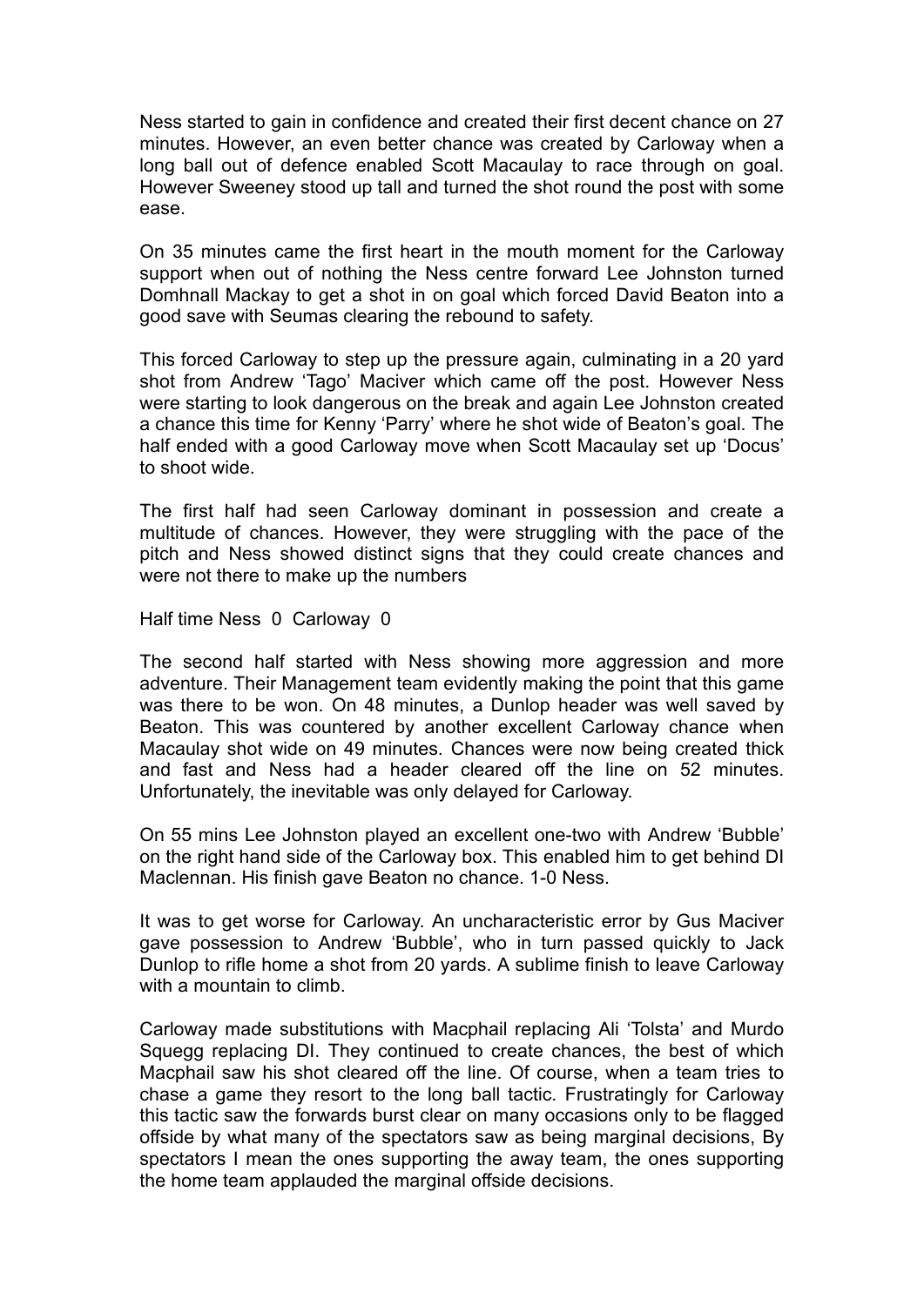Ness started to gain in confidence and created their first decent chance on 27 minutes. However, an even better chance was created by Carloway when a long ball out of defence enabled Scott Macaulay to race through on goal. However Sweeney stood up tall and turned the shot round the post with some ease.

On 35 minutes came the first heart in the mouth moment for the Carloway support when out of nothing the Ness centre forward Lee Johnston turned Domhnall Mackay to get a shot in on goal which forced David Beaton into a good save with Seumas clearing the rebound to safety.

This forced Carloway to step up the pressure again, culminating in a 20 yard shot from Andrew 'Tago' Maciver which came off the post. However Ness were starting to look dangerous on the break and again Lee Johnston created a chance this time for Kenny 'Parry' where he shot wide of Beaton's goal. The half ended with a good Carloway move when Scott Macaulay set up 'Docus' to shoot wide.

The first half had seen Carloway dominant in possession and create a multitude of chances. However, they were struggling with the pace of the pitch and Ness showed distinct signs that they could create chances and were not there to make up the numbers

Half time Ness 0 Carloway 0

The second half started with Ness showing more aggression and more adventure. Their Management team evidently making the point that this game was there to be won. On 48 minutes, a Dunlop header was well saved by Beaton. This was countered by another excellent Carloway chance when Macaulay shot wide on 49 minutes. Chances were now being created thick and fast and Ness had a header cleared off the line on 52 minutes. Unfortunately, the inevitable was only delayed for Carloway.

On 55 mins Lee Johnston played an excellent one-two with Andrew 'Bubble' on the right hand side of the Carloway box. This enabled him to get behind DI Maclennan. His finish gave Beaton no chance. 1-0 Ness.

It was to get worse for Carloway. An uncharacteristic error by Gus Maciver gave possession to Andrew 'Bubble', who in turn passed quickly to Jack Dunlop to rifle home a shot from 20 yards. A sublime finish to leave Carloway with a mountain to climb.

Carloway made substitutions with Macphail replacing Ali 'Tolsta' and Murdo Squegg replacing DI. They continued to create chances, the best of which Macphail saw his shot cleared off the line. Of course, when a team tries to chase a game they resort to the long ball tactic. Frustratingly for Carloway this tactic saw the forwards burst clear on many occasions only to be flagged offside by what many of the spectators saw as being marginal decisions, By spectators I mean the ones supporting the away team, the ones supporting the home team applauded the marginal offside decisions.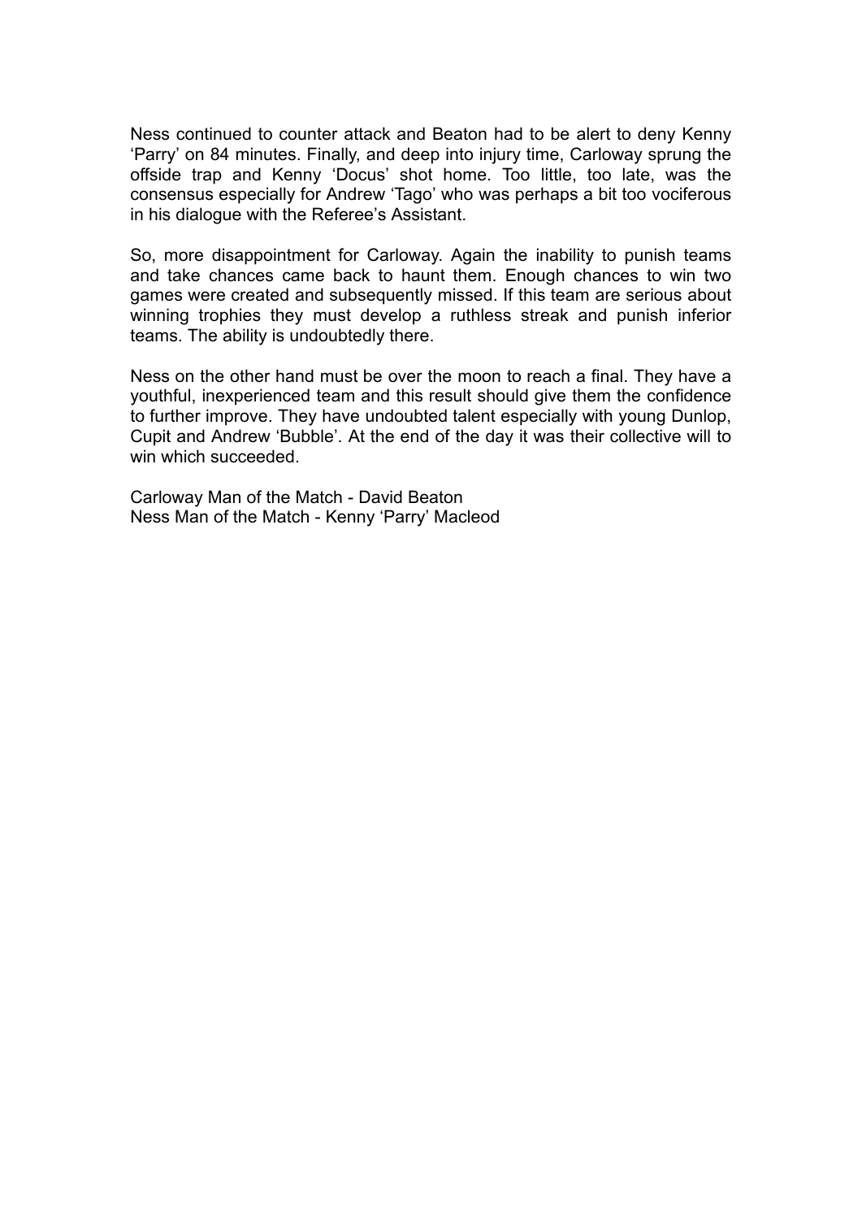Ness continued to counter attack and Beaton had to be alert to deny Kenny 'Parry' on 84 minutes. Finally, and deep into injury time, Carloway sprung the offside trap and Kenny 'Docus' shot home. Too little, too late, was the consensus especially for Andrew 'Tago' who was perhaps a bit too vociferous in his dialogue with the Referee's Assistant.

So, more disappointment for Carloway. Again the inability to punish teams and take chances came back to haunt them. Enough chances to win two games were created and subsequently missed. If this team are serious about winning trophies they must develop a ruthless streak and punish inferior teams. The ability is undoubtedly there.

Ness on the other hand must be over the moon to reach a final. They have a youthful, inexperienced team and this result should give them the confidence to further improve. They have undoubted talent especially with young Dunlop, Cupit and Andrew 'Bubble'. At the end of the day it was their collective will to win which succeeded.

Carloway Man of the Match - David Beaton
Ness Man of the Match - Kenny 'Parry' Macleod